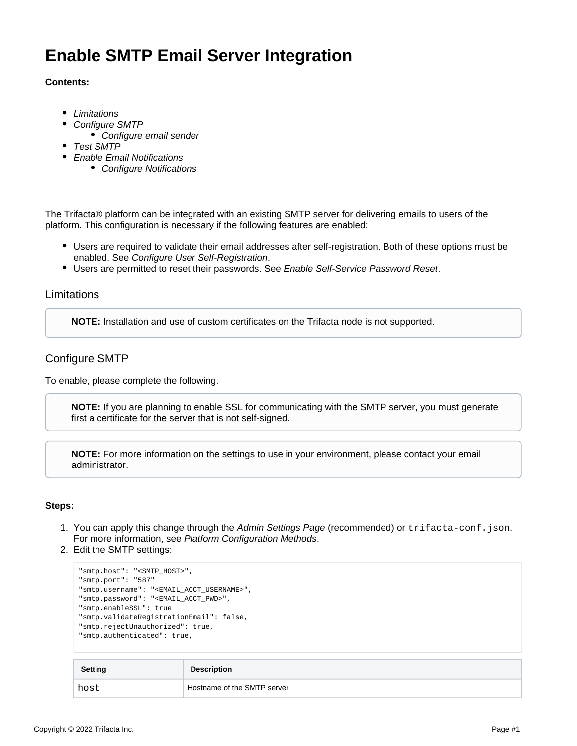# Enable SMTP Email Server Integration

**Contents:**

- *Limitations*
- *Configure SMTP*
  - *Configure email sender*
- *Test SMTP*
- *Enable Email Notifications*
  - *Configure Notifications*

---

The Trifacta® platform can be integrated with an existing SMTP server for delivering emails to users of the platform. This configuration is necessary if the following features are enabled:

- Users are required to validate their email addresses after self-registration. Both of these options must be enabled. See *Configure User Self-Registration*.
- Users are permitted to reset their passwords. See *Enable Self-Service Password Reset*.

## Limitations

> **NOTE:** Installation and use of custom certificates on the Trifacta node is not supported.

## Configure SMTP

To enable, please complete the following.

> **NOTE:** If you are planning to enable SSL for communicating with the SMTP server, you must generate first a certificate for the server that is not self-signed.

> **NOTE:** For more information on the settings to use in your environment, please contact your email administrator.

**Steps:**

1. You can apply this change through the *Admin Settings Page* (recommended) or `trifacta-conf.json`. For more information, see *Platform Configuration Methods*.
2. Edit the SMTP settings:

```
"smtp.host": "<SMTP_HOST>",
"smtp.port": "587"
"smtp.username": "<EMAIL_ACCT_USERNAME>",
"smtp.password": "<EMAIL_ACCT_PWD>",
"smtp.enableSSL": true
"smtp.validateRegistrationEmail": false,
"smtp.rejectUnauthorized": true,
"smtp.authenticated": true,
```

| Setting | Description |
| --- | --- |
| `host` | Hostname of the SMTP server |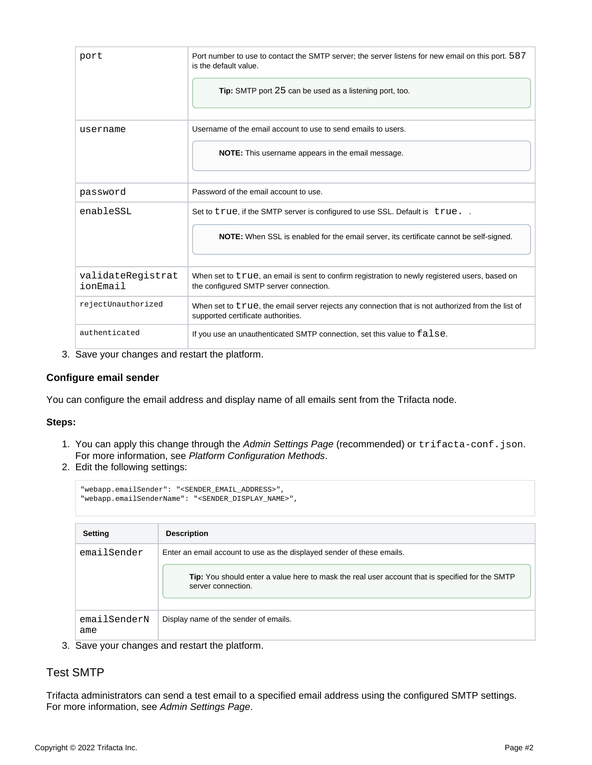| | |
|---|---|
| `port` | Port number to use to contact the SMTP server; the server listens for new email on this port. `587` is the default value. **Tip:** SMTP port `25` can be used as a listening port, too. |
| `username` | Username of the email account to use to send emails to users. **NOTE:** This username appears in the email message. |
| `password` | Password of the email account to use. |
| `enableSSL` | Set to `true`, if the SMTP server is configured to use SSL. Default is `true.` . **NOTE:** When SSL is enabled for the email server, its certificate cannot be self-signed. |
| `validateRegistrationEmail` | When set to `true`, an email is sent to confirm registration to newly registered users, based on the configured SMTP server connection. |
| `rejectUnauthorized` | When set to `true`, the email server rejects any connection that is not authorized from the list of supported certificate authorities. |
| `authenticated` | If you use an unauthenticated SMTP connection, set this value to `false`. |

3. Save your changes and restart the platform.

#### Configure email sender

You can configure the email address and display name of all emails sent from the Trifacta node.

**Steps:**

1. You can apply this change through the *Admin Settings Page* (recommended) or `trifacta-conf.json`. For more information, see *Platform Configuration Methods*.
2. Edit the following settings:

```
"webapp.emailSender": "<SENDER_EMAIL_ADDRESS>",
"webapp.emailSenderName": "<SENDER_DISPLAY_NAME>",
```

| Setting | Description |
|---|---|
| `emailSender` | Enter an email account to use as the displayed sender of these emails. **Tip:** You should enter a value here to mask the real user account that is specified for the SMTP server connection. |
| `emailSenderName` | Display name of the sender of emails. |

3. Save your changes and restart the platform.

## Test SMTP

Trifacta administrators can send a test email to a specified email address using the configured SMTP settings. For more information, see *Admin Settings Page*.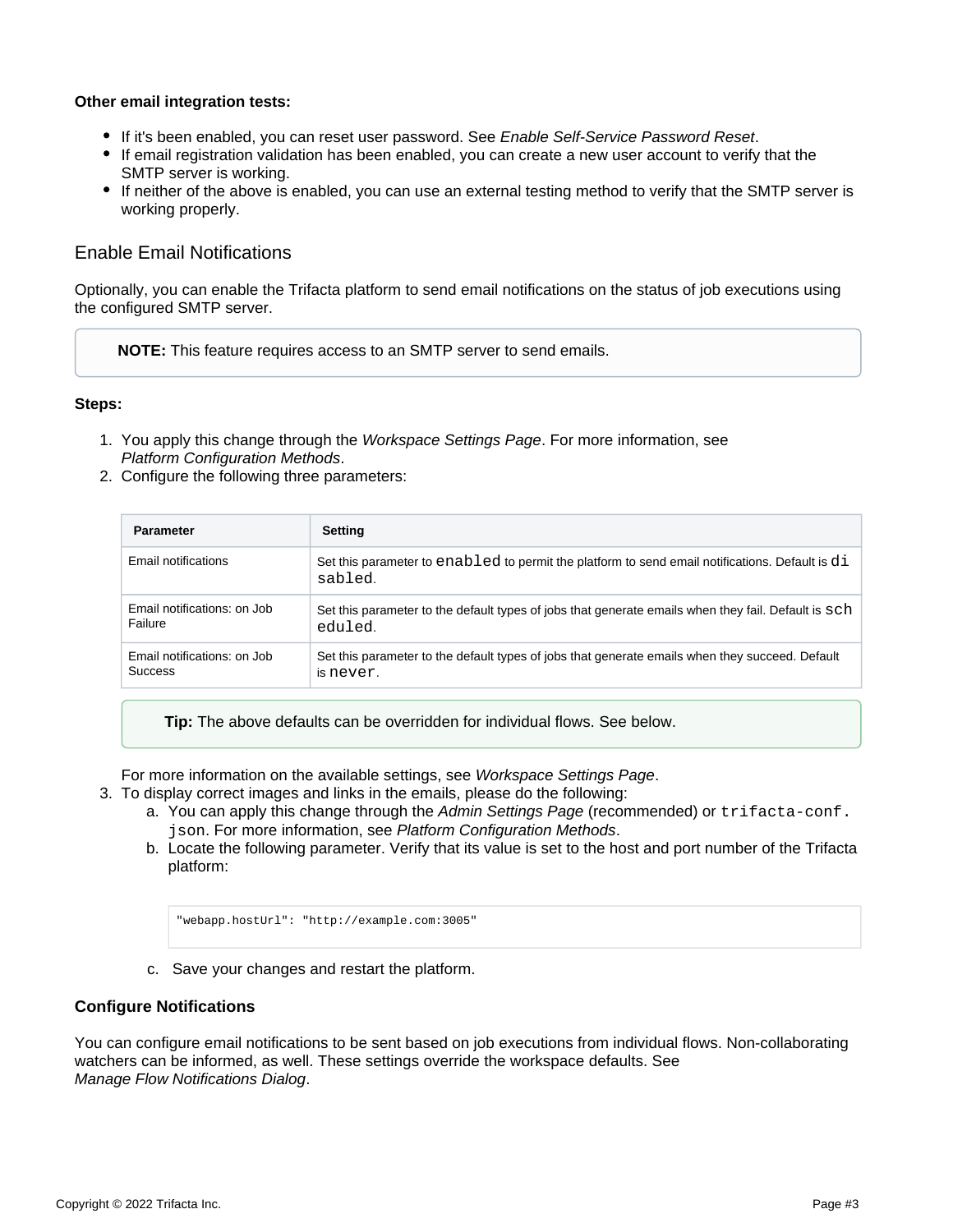**Other email integration tests:**

- If it's been enabled, you can reset user password. See *Enable Self-Service Password Reset*.
- If email registration validation has been enabled, you can create a new user account to verify that the SMTP server is working.
- If neither of the above is enabled, you can use an external testing method to verify that the SMTP server is working properly.

## Enable Email Notifications

Optionally, you can enable the Trifacta platform to send email notifications on the status of job executions using the configured SMTP server.

> **NOTE:** This feature requires access to an SMTP server to send emails.

**Steps:**

1. You apply this change through the *Workspace Settings Page*. For more information, see *Platform Configuration Methods*.
2. Configure the following three parameters:

   | Parameter | Setting |
   | --- | --- |
   | Email notifications | Set this parameter to `enabled` to permit the platform to send email notifications. Default is `disabled`. |
   | Email notifications: on Job Failure | Set this parameter to the default types of jobs that generate emails when they fail. Default is `scheduled`. |
   | Email notifications: on Job Success | Set this parameter to the default types of jobs that generate emails when they succeed. Default is `never`. |

   > **Tip:** The above defaults can be overridden for individual flows. See below.

   For more information on the available settings, see *Workspace Settings Page*.
3. To display correct images and links in the emails, please do the following:
   a. You can apply this change through the *Admin Settings Page* (recommended) or `trifacta-conf.json`. For more information, see *Platform Configuration Methods*.
   b. Locate the following parameter. Verify that its value is set to the host and port number of the Trifacta platform:

   ```
   "webapp.hostUrl": "http://example.com:3005"
   ```

   c. Save your changes and restart the platform.

### Configure Notifications

You can configure email notifications to be sent based on job executions from individual flows. Non-collaborating watchers can be informed, as well. These settings override the workspace defaults. See *Manage Flow Notifications Dialog*.